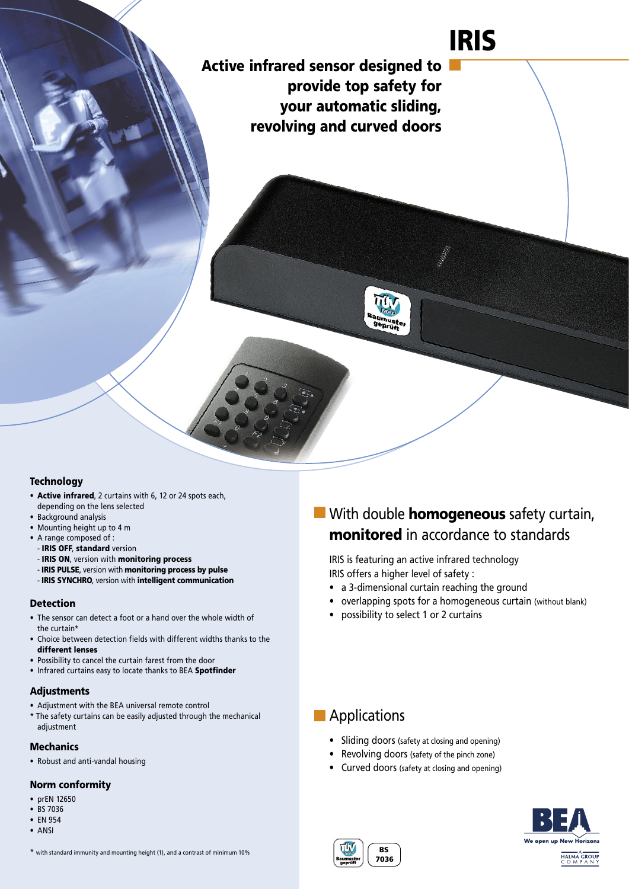# IRIS

## Active infrared sensor designed to provide top safety for your automatic sliding, revolving and curved doors

### Technology

- **Active infrared**, 2 curtains with 6, 12 or 24 spots each, depending on the lens selected
- Background analysis
- Mounting height up to 4 m
- A range composed of :
  - **IRIS OFF**, **standard** version
  - **IRIS ON**, version with **monitoring process**
  - **IRIS PULSE**, version with **monitoring process by pulse**
  - **IRIS SYNCHRO**, version with **intelligent communication**

### Detection

- The sensor can detect a foot or a hand over the whole width of the curtain*
- Choice between detection fields with different widths thanks to the **different lenses**
- Possibility to cancel the curtain farest from the door
- Infrared curtains easy to locate thanks to BEA **Spotfinder**

### Adjustments

- Adjustment with the BEA universal remote control

* The safety curtains can be easily adjusted through the mechanical adjustment

### Mechanics

- Robust and anti-vandal housing

### Norm conformity

- prEN 12650
- BS 7036
- EN 954
- ANSI

* with standard immunity and mounting height (1), and a contrast of minimum 10%

## With double **homogeneous** safety curtain, **monitored** in accordance to standards

IRIS is featuring an active infrared technology
IRIS offers a higher level of safety :

- a 3-dimensional curtain reaching the ground
- overlapping spots for a homogeneous curtain (without blank)
- possibility to select 1 or 2 curtains

## Applications

- Sliding doors (safety at closing and opening)
- Revolving doors (safety of the pinch zone)
- Curved doors (safety at closing and opening)

TÜV Nord Baumuster geprüft

BS 7036

BEA We open up New Horizons

A HALMA GROUP COMPANY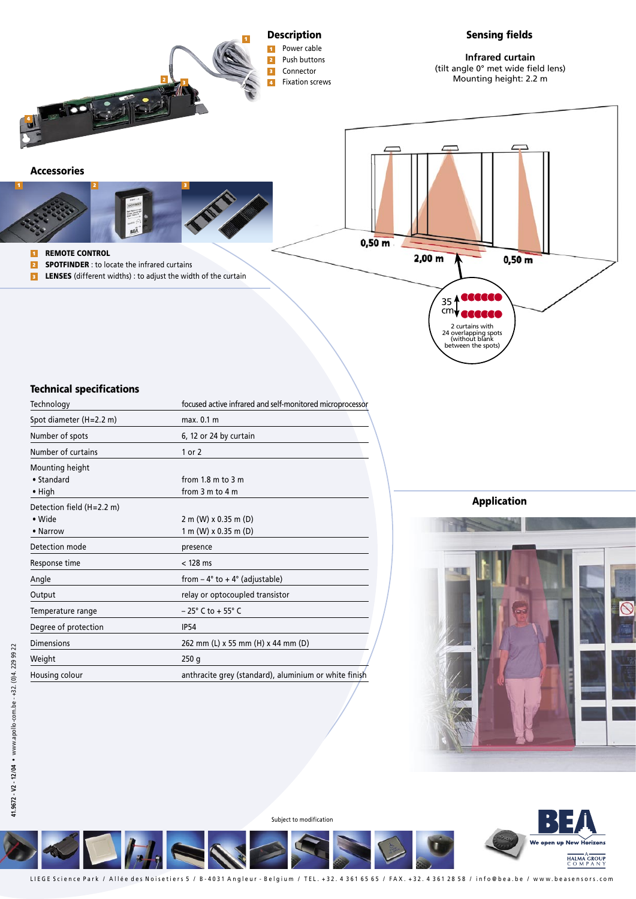## Description

1. Power cable
2. Push buttons
3. Connector
4. Fixation screws

## Sensing fields

**Infrared curtain**
(tilt angle 0° met wide field lens)
Mounting height: 2.2 m

0,50 m
2,00 m
0,50 m

35 cm

2 curtains with 24 overlapping spots (without blank between the spots)

## Accessories

1. **REMOTE CONTROL**
2. **SPOTFINDER** : to locate the infrared curtains
3. **LENSES** (different widths) : to adjust the width of the curtain

## Technical specifications

| | |
|---|---|
| Technology | focused active infrared and self-monitored microprocessor |
| Spot diameter (H=2.2 m) | max. 0.1 m |
| Number of spots | 6, 12 or 24 by curtain |
| Number of curtains | 1 or 2 |
| Mounting height<br>• Standard<br>• High | <br>from 1.8 m to 3 m<br>from 3 m to 4 m |
| Detection field (H=2.2 m)<br>• Wide<br>• Narrow | <br>2 m (W) x 0.35 m (D)<br>1 m (W) x 0.35 m (D) |
| Detection mode | presence |
| Response time | < 128 ms |
| Angle | from – 4° to + 4° (adjustable) |
| Output | relay or optocoupled transistor |
| Temperature range | – 25° C to + 55° C |
| Degree of protection | IP54 |
| Dimensions | 262 mm (L) x 55 mm (H) x 44 mm (D) |
| Weight | 250 g |
| Housing colour | anthracite grey (standard), aluminium or white finish |

## Application

41.9672 - V2 - 12/04 • www.apollo-com.be - +32. (0)4. 229 99 22

Subject to modification

BEA We open up New Horizons
HALMA GROUP COMPANY

LIEGE Science Park / Allée des Noisetiers 5 / B-4031 Angleur - Belgium / TEL. +32. 4 361 65 65 / FAX. +32. 4 361 28 58 / info@bea.be / www.beasensors.com